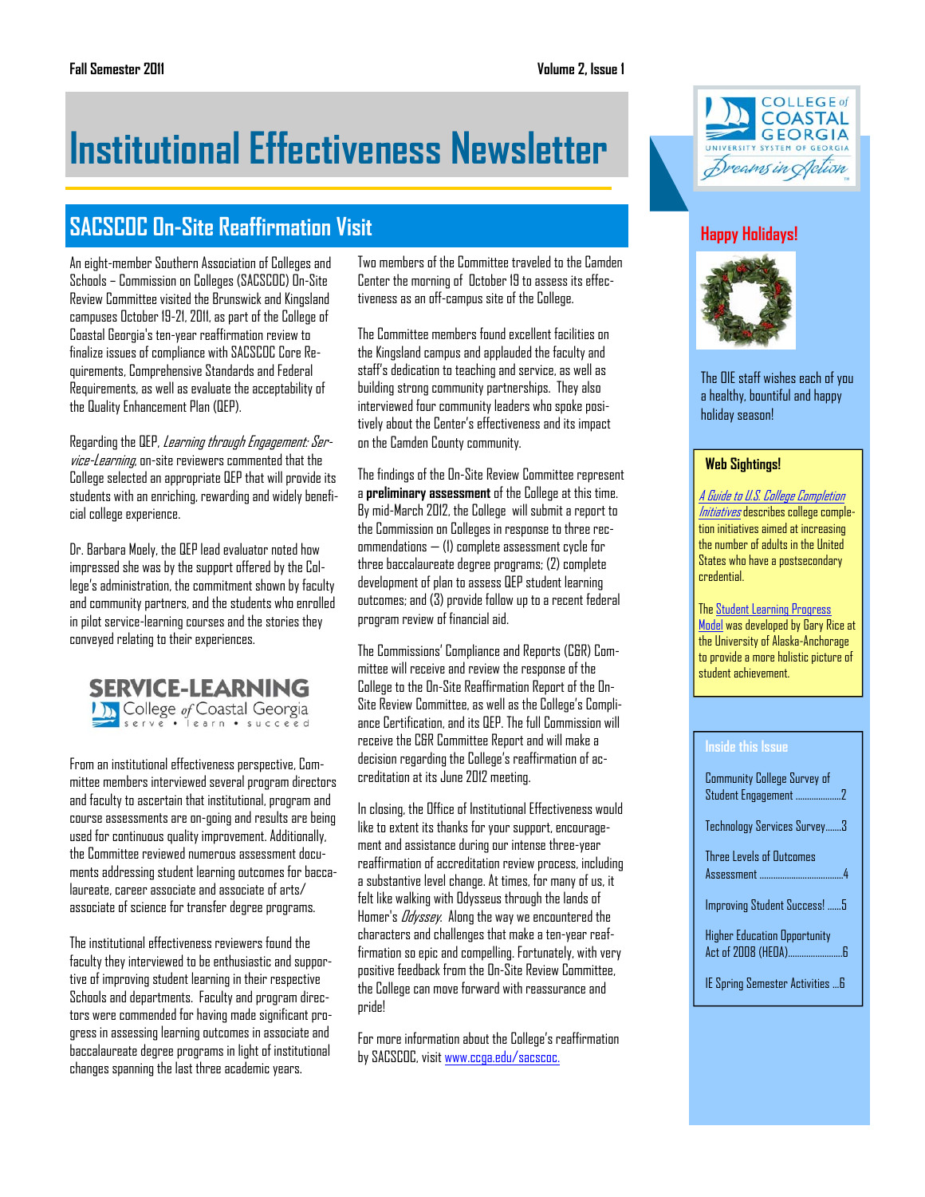Fall Semester 2011 Volume 2, Issue 1

# Institutional Effectiveness Newsletter

## SACSCOC On-Site Reaffirmation Visit

An eight-member Southern Association of Colleges and Schools – Commission on Colleges (SACSCOC) On-Site Review Committee visited the Brunswick and Kingsland campuses October 19-21, 2011, as part of the College of Coastal Georgia's ten-year reaffirmation review to finalize issues of compliance with SACSCOC Core Requirements, Comprehensive Standards and Federal Requirements, as well as evaluate the acceptability of the Quality Enhancement Plan (QEP).

Regarding the QEP, *Learning through Engagement: Service-Learning,* on-site reviewers commented that the College selected an appropriate QEP that will provide its students with an enriching, rewarding and widely beneficial college experience.

Dr. Barbara Moely, the QEP lead evaluator noted how impressed she was by the support offered by the College's administration, the commitment shown by faculty and community partners, and the students who enrolled in pilot service-learning courses and the stories they conveyed relating to their experiences.

SERVICE-LEARNING
College of Coastal Georgia
serve • learn • succeed

From an institutional effectiveness perspective, Committee members interviewed several program directors and faculty to ascertain that institutional, program and course assessments are on-going and results are being used for continuous quality improvement. Additionally, the Committee reviewed numerous assessment documents addressing student learning outcomes for baccalaureate, career associate and associate of arts/associate of science for transfer degree programs.

The institutional effectiveness reviewers found the faculty they interviewed to be enthusiastic and supportive of improving student learning in their respective Schools and departments. Faculty and program directors were commended for having made significant progress in assessing learning outcomes in associate and baccalaureate degree programs in light of institutional changes spanning the last three academic years.

Two members of the Committee traveled to the Camden Center the morning of October 19 to assess its effectiveness as an off-campus site of the College.

The Committee members found excellent facilities on the Kingsland campus and applauded the faculty and staff's dedication to teaching and service, as well as building strong community partnerships. They also interviewed four community leaders who spoke positively about the Center's effectiveness and its impact on the Camden County community.

The findings of the On-Site Review Committee represent a **preliminary assessment** of the College at this time. By mid-March 2012, the College will submit a report to the Commission on Colleges in response to three recommendations — (1) complete assessment cycle for three baccalaureate degree programs; (2) complete development of plan to assess QEP student learning outcomes; and (3) provide follow up to a recent federal program review of financial aid.

The Commissions' Compliance and Reports (C&R) Committee will receive and review the response of the College to the On-Site Reaffirmation Report of the On-Site Review Committee, as well as the College's Compliance Certification, and its QEP. The full Commission will receive the C&R Committee Report and will make a decision regarding the College's reaffirmation of accreditation at its June 2012 meeting.

In closing, the Office of Institutional Effectiveness would like to extent its thanks for your support, encouragement and assistance during our intense three-year reaffirmation of accreditation review process, including a substantive level change. At times, for many of us, it felt like walking with Odysseus through the lands of Homer's *Odyssey*. Along the way we encountered the characters and challenges that make a ten-year reaffirmation so epic and compelling. Fortunately, with very positive feedback from the On-Site Review Committee, the College can move forward with reassurance and pride!

For more information about the College's reaffirmation by SACSCOC, visit [www.ccga.edu/sacscoc.](www.ccga.edu/sacscoc)

COLLEGE of COASTAL GEORGIA
UNIVERSITY SYSTEM OF GEORGIA
Dreams in Action

## Happy Holidays!

The OIE staff wishes each of you a healthy, bountiful and happy holiday season!

### Web Sightings!

*A Guide to U.S. College Completion Initiatives* describes college completion initiatives aimed at increasing the number of adults in the United States who have a postsecondary credential.

The Student Learning Progress Model was developed by Gary Rice at the University of Alaska-Anchorage to provide a more holistic picture of student achievement.

### Inside this Issue

- Community College Survey of Student Engagement ....2
- Technology Services Survey....3
- Three Levels of Outcomes Assessment ....4
- Improving Student Success! ....5
- Higher Education Opportunity Act of 2008 (HEOA)....6
- IE Spring Semester Activities ...6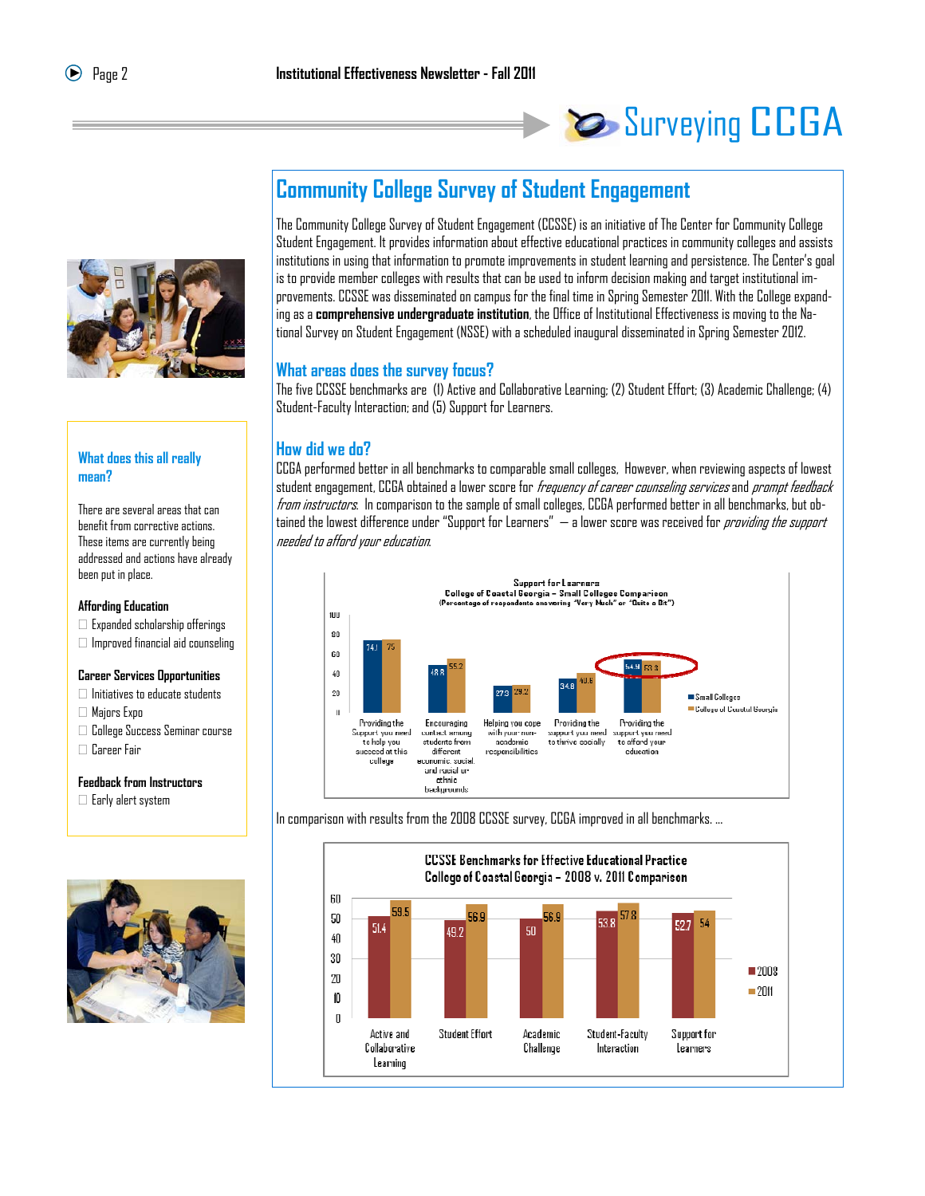## Surveying CCGA

# Community College Survey of Student Engagement

The Community College Survey of Student Engagement (CCSSE) is an initiative of The Center for Community College Student Engagement. It provides information about effective educational practices in community colleges and assists institutions in using that information to promote improvements in student learning and persistence. The Center's goal is to provide member colleges with results that can be used to inform decision making and target institutional improvements. CCSSE was disseminated on campus for the final time in Spring Semester 2011. With the College expanding as a **comprehensive undergraduate institution**, the Office of Institutional Effectiveness is moving to the National Survey on Student Engagement (NSSE) with a scheduled inaugural disseminated in Spring Semester 2012.

## What areas does the survey focus?

The five CCSSE benchmarks are (1) Active and Collaborative Learning; (2) Student Effort; (3) Academic Challenge; (4) Student-Faculty Interaction; and (5) Support for Learners.

## How did we do?

CCGA performed better in all benchmarks to comparable small colleges. However, when reviewing aspects of lowest student engagement, CCGA obtained a lower score for *frequency of career counseling services* and *prompt feedback from instructors*. In comparison to the sample of small colleges, CCGA performed better in all benchmarks, but obtained the lowest difference under "Support for Learners" — a lower score was received for *providing the support needed to afford your education*.

**Support for Learners**
**College of Coastal Georgia – Small Colleges Comparison**
(Percentage of respondents answering "Very Much" or "Quite a Bit")

| Item | Small Colleges | College of Coastal Georgia |
|---|---|---|
| Providing the Support you need to help you succeed at this college | 74.1 | 75 |
| Encouraging contact among students from different economic, social, and racial or ethnic backgrounds | 48.8 | 55.2 |
| Helping you cope with your non-academic responsibilities | 27.3 | 29.2 |
| Providing the support you need to thrive socially | 34.8 | 40.6 |
| Providing the support you need to afford your education | 54.9 | 53.8 |

In comparison with results from the 2008 CCSSE survey, CCGA improved in all benchmarks. ...

**CCSSE Benchmarks for Effective Educational Practice**
**College of Coastal Georgia – 2008 v. 2011 Comparison**

| Benchmark | 2008 | 2011 |
|---|---|---|
| Active and Collaborative Learning | 51.4 | 59.5 |
| Student Effort | 49.2 | 56.9 |
| Academic Challenge | 50 | 56.9 |
| Student-Faculty Interaction | 53.8 | 57.8 |
| Support for Learners | 52.7 | 54 |

### What does this all really mean?

There are several areas that can benefit from corrective actions. These items are currently being addressed and actions have already been put in place.

**Affording Education**

- Expanded scholarship offerings
- Improved financial aid counseling

**Career Services Opportunities**

- Initiatives to educate students
- Majors Expo
- College Success Seminar course
- Career Fair

**Feedback from Instructors**

- Early alert system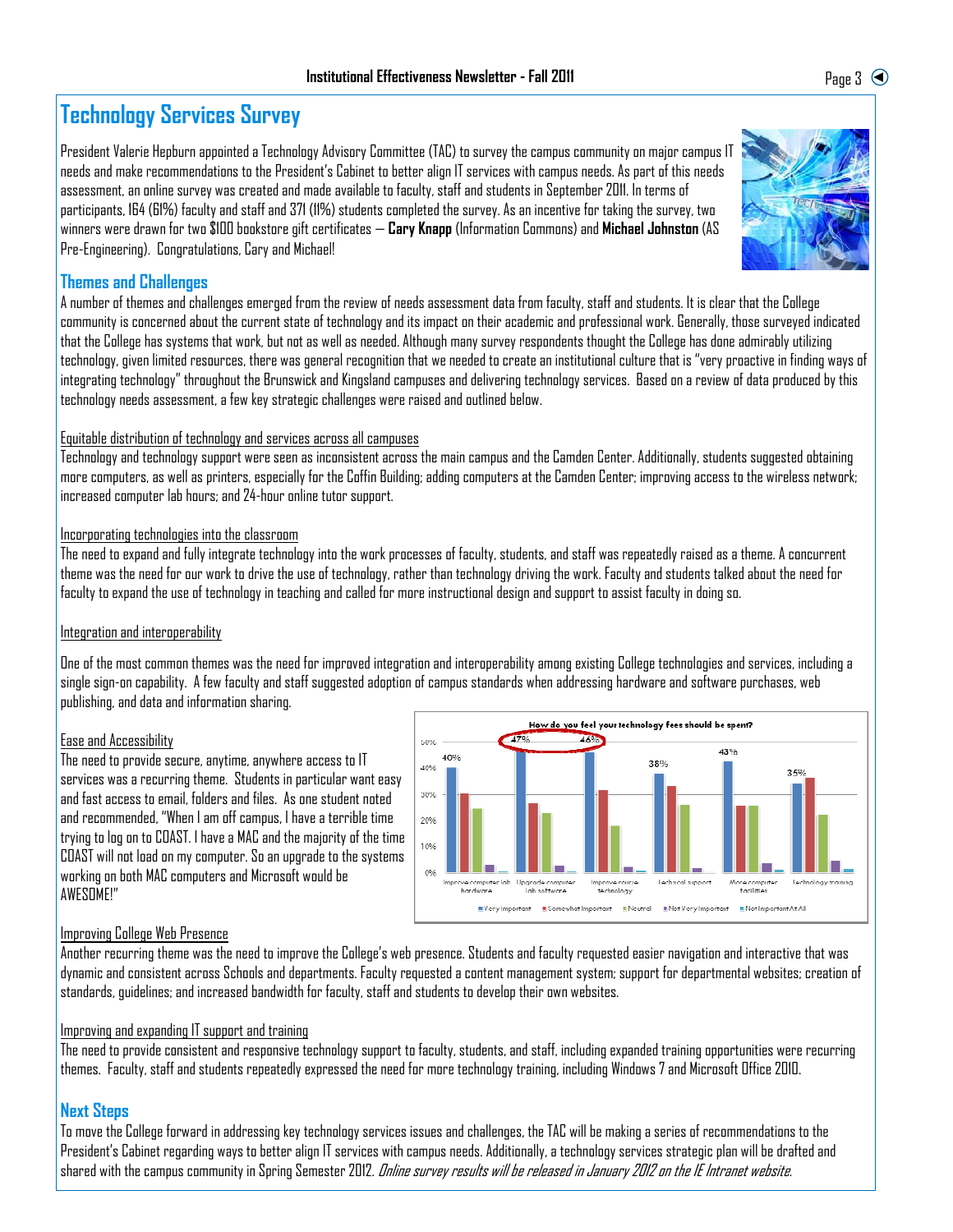# Technology Services Survey

President Valerie Hepburn appointed a Technology Advisory Committee (TAC) to survey the campus community on major campus IT needs and make recommendations to the President's Cabinet to better align IT services with campus needs. As part of this needs assessment, an online survey was created and made available to faculty, staff and students in September 2011. In terms of participants, 164 (61%) faculty and staff and 371 (11%) students completed the survey. As an incentive for taking the survey, two winners were drawn for two $100 bookstore gift certificates – **Cary Knapp** (Information Commons) and **Michael Johnston** (AS Pre-Engineering). Congratulations, Cary and Michael!

## Themes and Challenges

A number of themes and challenges emerged from the review of needs assessment data from faculty, staff and students. It is clear that the College community is concerned about the current state of technology and its impact on their academic and professional work. Generally, those surveyed indicated that the College has systems that work, but not as well as needed. Although many survey respondents thought the College has done admirably utilizing technology, given limited resources, there was general recognition that we needed to create an institutional culture that is "very proactive in finding ways of integrating technology" throughout the Brunswick and Kingsland campuses and delivering technology services. Based on a review of data produced by this technology needs assessment, a few key strategic challenges were raised and outlined below.

### Equitable distribution of technology and services across all campuses

Technology and technology support were seen as inconsistent across the main campus and the Camden Center. Additionally, students suggested obtaining more computers, as well as printers, especially for the Coffin Building; adding computers at the Camden Center; improving access to the wireless network; increased computer lab hours; and 24-hour online tutor support.

### Incorporating technologies into the classroom

The need to expand and fully integrate technology into the work processes of faculty, students, and staff was repeatedly raised as a theme. A concurrent theme was the need for our work to drive the use of technology, rather than technology driving the work. Faculty and students talked about the need for faculty to expand the use of technology in teaching and called for more instructional design and support to assist faculty in doing so.

### Integration and interoperability

One of the most common themes was the need for improved integration and interoperability among existing College technologies and services, including a single sign-on capability. A few faculty and staff suggested adoption of campus standards when addressing hardware and software purchases, web publishing, and data and information sharing.

### Ease and Accessibility

The need to provide secure, anytime, anywhere access to IT services was a recurring theme. Students in particular want easy and fast access to email, folders and files. As one student noted and recommended, "When I am off campus, I have a terrible time trying to log on to COAST. I have a MAC and the majority of the time COAST will not load on my computer. So an upgrade to the systems working on both MAC computers and Microsoft would be AWESOME!"

How do you feel your technology fees should be spent?

| | Very Important |
|---|---|
| Improve computer lab hardware | 40% |
| Upgrade computer lab software | 47% |
| Improve course technology | 46% |
| Technical support | 38% |
| More computer facilities | 43% |
| Technology training | 35% |

Legend: Very Important, Somewhat Important, Neutral, Not Very Important, Not Important At All

### Improving College Web Presence

Another recurring theme was the need to improve the College's web presence. Students and faculty requested easier navigation and interactive that was dynamic and consistent across Schools and departments. Faculty requested a content management system; support for departmental websites; creation of standards, guidelines; and increased bandwidth for faculty, staff and students to develop their own websites.

### Improving and expanding IT support and training

The need to provide consistent and responsive technology support to faculty, students, and staff, including expanded training opportunities were recurring themes. Faculty, staff and students repeatedly expressed the need for more technology training, including Windows 7 and Microsoft Office 2010.

## Next Steps

To move the College forward in addressing key technology services issues and challenges, the TAC will be making a series of recommendations to the President's Cabinet regarding ways to better align IT services with campus needs. Additionally, a technology services strategic plan will be drafted and shared with the campus community in Spring Semester 2012. *Online survey results will be released in January 2012 on the IE Intranet website.*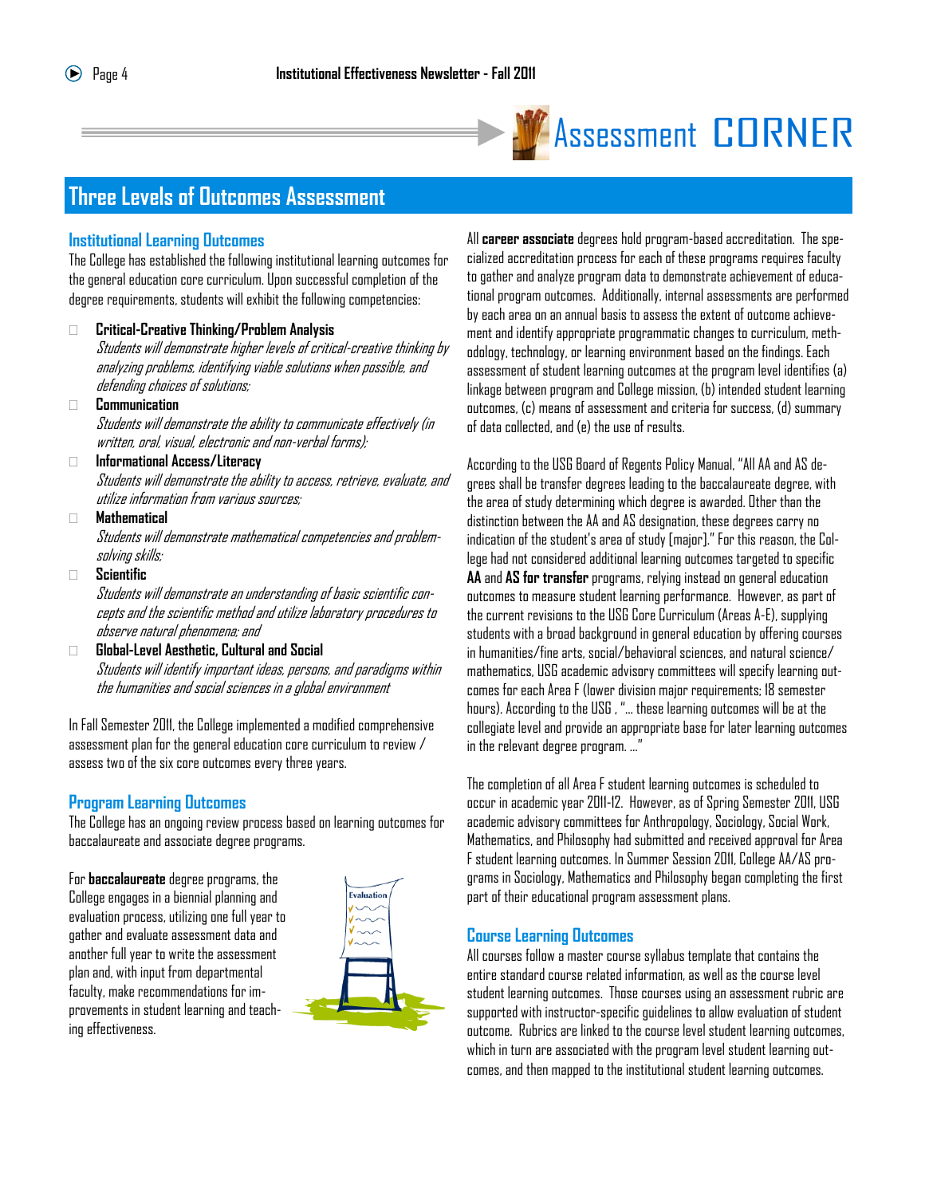# Assessment CORNER

## Three Levels of Outcomes Assessment

### Institutional Learning Outcomes

The College has established the following institutional learning outcomes for the general education core curriculum. Upon successful completion of the degree requirements, students will exhibit the following competencies:

- **Critical-Creative Thinking/Problem Analysis**
  *Students will demonstrate higher levels of critical-creative thinking by analyzing problems, identifying viable solutions when possible, and defending choices of solutions;*
- **Communication**
  *Students will demonstrate the ability to communicate effectively (in written, oral, visual, electronic and non-verbal forms);*
- **Informational Access/Literacy**
  *Students will demonstrate the ability to access, retrieve, evaluate, and utilize information from various sources;*
- **Mathematical**
  *Students will demonstrate mathematical competencies and problem-solving skills;*
- **Scientific**
  *Students will demonstrate an understanding of basic scientific concepts and the scientific method and utilize laboratory procedures to observe natural phenomena; and*
- **Global-Level Aesthetic, Cultural and Social**
  *Students will identify important ideas, persons, and paradigms within the humanities and social sciences in a global environment*

In Fall Semester 2011, the College implemented a modified comprehensive assessment plan for the general education core curriculum to review / assess two of the six core outcomes every three years.

### Program Learning Outcomes

The College has an ongoing review process based on learning outcomes for baccalaureate and associate degree programs.

For **baccalaureate** degree programs, the College engages in a biennial planning and evaluation process, utilizing one full year to gather and evaluate assessment data and another full year to write the assessment plan and, with input from departmental faculty, make recommendations for improvements in student learning and teaching effectiveness.

All **career associate** degrees hold program-based accreditation. The specialized accreditation process for each of these programs requires faculty to gather and analyze program data to demonstrate achievement of educational program outcomes. Additionally, internal assessments are performed by each area on an annual basis to assess the extent of outcome achievement and identify appropriate programmatic changes to curriculum, methodology, technology, or learning environment based on the findings. Each assessment of student learning outcomes at the program level identifies (a) linkage between program and College mission, (b) intended student learning outcomes, (c) means of assessment and criteria for success, (d) summary of data collected, and (e) the use of results.

According to the USG Board of Regents Policy Manual, "All AA and AS degrees shall be transfer degrees leading to the baccalaureate degree, with the area of study determining which degree is awarded. Other than the distinction between the AA and AS designation, these degrees carry no indication of the student's area of study [major]." For this reason, the College had not considered additional learning outcomes targeted to specific **AA** and **AS for transfer** programs, relying instead on general education outcomes to measure student learning performance. However, as part of the current revisions to the USG Core Curriculum (Areas A-E), supplying students with a broad background in general education by offering courses in humanities/fine arts, social/behavioral sciences, and natural science/mathematics, USG academic advisory committees will specify learning outcomes for each Area F (lower division major requirements; 18 semester hours). According to the USG , "... these learning outcomes will be at the collegiate level and provide an appropriate base for later learning outcomes in the relevant degree program. ..."

The completion of all Area F student learning outcomes is scheduled to occur in academic year 2011-12. However, as of Spring Semester 2011, USG academic advisory committees for Anthropology, Sociology, Social Work, Mathematics, and Philosophy had submitted and received approval for Area F student learning outcomes. In Summer Session 2011, College AA/AS programs in Sociology, Mathematics and Philosophy began completing the first part of their educational program assessment plans.

### Course Learning Outcomes

All courses follow a master course syllabus template that contains the entire standard course related information, as well as the course level student learning outcomes. Those courses using an assessment rubric are supported with instructor-specific guidelines to allow evaluation of student outcome. Rubrics are linked to the course level student learning outcomes, which in turn are associated with the program level student learning outcomes, and then mapped to the institutional student learning outcomes.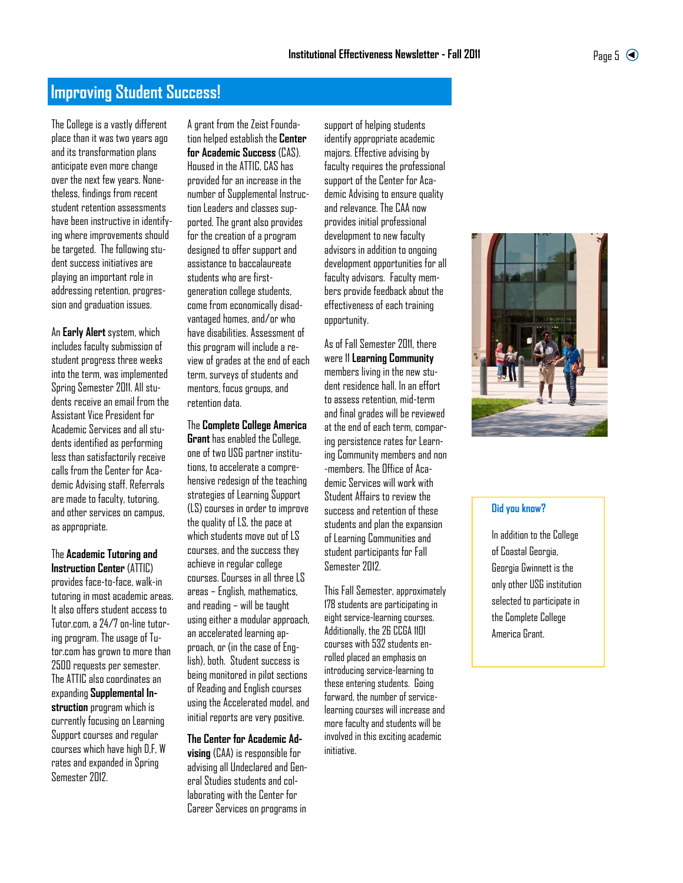# Improving Student Success!

The College is a vastly different place than it was two years ago and its transformation plans anticipate even more change over the next few years. Nonetheless, findings from recent student retention assessments have been instructive in identifying where improvements should be targeted. The following student success initiatives are playing an important role in addressing retention, progression and graduation issues.

An **Early Alert** system, which includes faculty submission of student progress three weeks into the term, was implemented Spring Semester 2011. All students receive an email from the Assistant Vice President for Academic Services and all students identified as performing less than satisfactorily receive calls from the Center for Academic Advising staff. Referrals are made to faculty, tutoring, and other services on campus, as appropriate.

The **Academic Tutoring and Instruction Center** (ATTIC) provides face-to-face, walk-in tutoring in most academic areas. It also offers student access to Tutor.com, a 24/7 on-line tutoring program. The usage of Tutor.com has grown to more than 2500 requests per semester. The ATTIC also coordinates an expanding **Supplemental Instruction** program which is currently focusing on Learning Support courses and regular courses which have high D,F, W rates and expanded in Spring Semester 2012.

A grant from the Zeist Foundation helped establish the **Center for Academic Success** (CAS). Housed in the ATTIC, CAS has provided for an increase in the number of Supplemental Instruction Leaders and classes supported. The grant also provides for the creation of a program designed to offer support and assistance to baccalaureate students who are first-generation college students, come from economically disadvantaged homes, and/or who have disabilities. Assessment of this program will include a review of grades at the end of each term, surveys of students and mentors, focus groups, and retention data.

The **Complete College America Grant** has enabled the College, one of two USG partner institutions, to accelerate a comprehensive redesign of the teaching strategies of Learning Support (LS) courses in order to improve the quality of LS, the pace at which students move out of LS courses, and the success they achieve in regular college courses. Courses in all three LS areas – English, mathematics, and reading – will be taught using either a modular approach, an accelerated learning approach, or (in the case of English), both. Student success is being monitored in pilot sections of Reading and English courses using the Accelerated model, and initial reports are very positive.

**The Center for Academic Advising** (CAA) is responsible for advising all Undeclared and General Studies students and collaborating with the Center for Career Services on programs in support of helping students identify appropriate academic majors. Effective advising by faculty requires the professional support of the Center for Academic Advising to ensure quality and relevance. The CAA now provides initial professional development to new faculty advisors in addition to ongoing development opportunities for all faculty advisors. Faculty members provide feedback about the effectiveness of each training opportunity.

As of Fall Semester 2011, there were 11 **Learning Community** members living in the new student residence hall. In an effort to assess retention, mid-term and final grades will be reviewed at the end of each term, comparing persistence rates for Learning Community members and non-members. The Office of Academic Services will work with Student Affairs to review the success and retention of these students and plan the expansion of Learning Communities and student participants for Fall Semester 2012.

This Fall Semester, approximately 178 students are participating in eight service-learning courses. Additionally, the 26 CCGA 1101 courses with 532 students enrolled placed an emphasis on introducing service-learning to these entering students. Going forward, the number of service-learning courses will increase and more faculty and students will be involved in this exciting academic initiative.

**Did you know?**

In addition to the College of Coastal Georgia, Georgia Gwinnett is the only other USG institution selected to participate in the Complete College America Grant.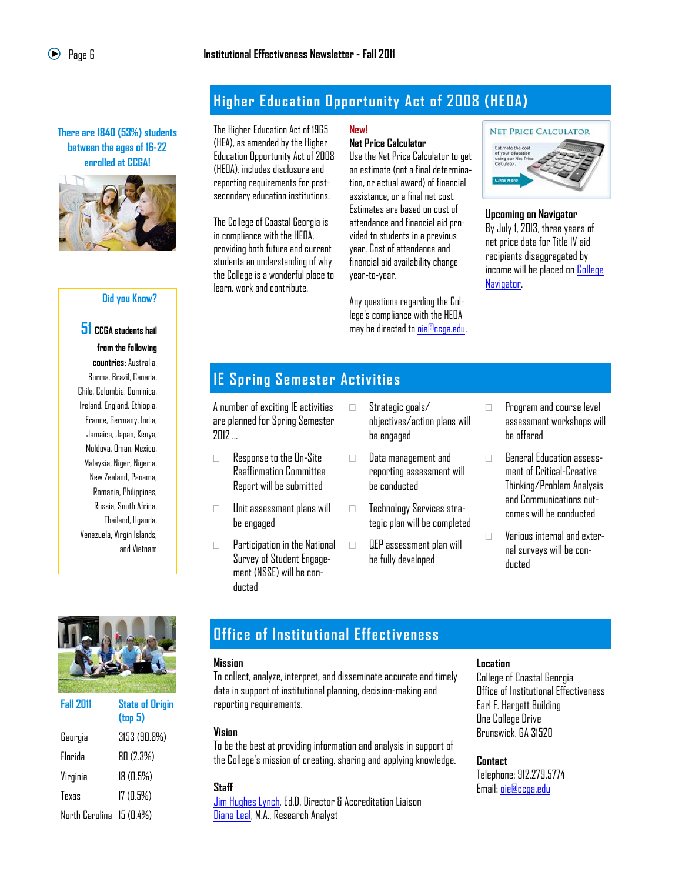There are 1840 (53%) students between the ages of 16-22 enrolled at CCGA!

**Did you Know?**

**51 CCGA students hail from the following countries:** Australia, Burma, Brazil, Canada, Chile, Colombia, Dominica, Ireland, England, Ethiopia, France, Germany, India, Jamaica, Japan, Kenya, Moldova, Oman, Mexico, Malaysia, Niger, Nigeria, New Zealand, Panama, Romania, Philippines, Russia, South Africa, Thailand, Uganda, Venezuela, Virgin Islands, and Vietnam

| Fall 2011 | State of Origin (top 5) |
|---|---|
| Georgia | 3153 (90.8%) |
| Florida | 80 (2.3%) |
| Virginia | 18 (0.5%) |
| Texas | 17 (0.5%) |
| North Carolina | 15 (0.4%) |

## Higher Education Opportunity Act of 2008 (HEOA)

The Higher Education Act of 1965 (HEA), as amended by the Higher Education Opportunity Act of 2008 (HEOA), includes disclosure and reporting requirements for post-secondary education institutions.

The College of Coastal Georgia is in compliance with the HEOA, providing both future and current students an understanding of why the College is a wonderful place to learn, work and contribute.

**New!**

**Net Price Calculator**

Use the Net Price Calculator to get an estimate (not a final determination, or actual award) of financial assistance, or a final net cost. Estimates are based on cost of attendance and financial aid provided to students in a previous year. Cost of attendance and financial aid availability change year-to-year.

Any questions regarding the College's compliance with the HEOA may be directed to oie@ccga.edu.

NET PRICE CALCULATOR

Estimate the cost of your education using our Net Price Calculator.

Click Here

**Upcoming on Navigator**

By July 1, 2013, three years of net price data for Title IV aid recipients disaggregated by income will be placed on College Navigator.

## IE Spring Semester Activities

A number of exciting IE activities are planned for Spring Semester 2012 ...

- Response to the On-Site Reaffirmation Committee Report will be submitted
- Unit assessment plans will be engaged
- Participation in the National Survey of Student Engagement (NSSE) will be conducted
- Strategic goals/objectives/action plans will be engaged
- Data management and reporting assessment will be conducted
- Technology Services strategic plan will be completed
- QEP assessment plan will be fully developed
- Program and course level assessment workshops will be offered
- General Education assessment of Critical-Creative Thinking/Problem Analysis and Communications outcomes will be conducted
- Various internal and external surveys will be conducted

## Office of Institutional Effectiveness

**Mission**

To collect, analyze, interpret, and disseminate accurate and timely data in support of institutional planning, decision-making and reporting requirements.

**Vision**

To be the best at providing information and analysis in support of the College's mission of creating, sharing and applying knowledge.

**Staff**

Jim Hughes Lynch, Ed.D, Director & Accreditation Liaison
Diana Leal, M.A., Research Analyst

**Location**

College of Coastal Georgia
Office of Institutional Effectiveness
Earl F. Hargett Building
One College Drive
Brunswick, GA 31520

**Contact**

Telephone: 912.279.5774
Email: oie@ccga.edu